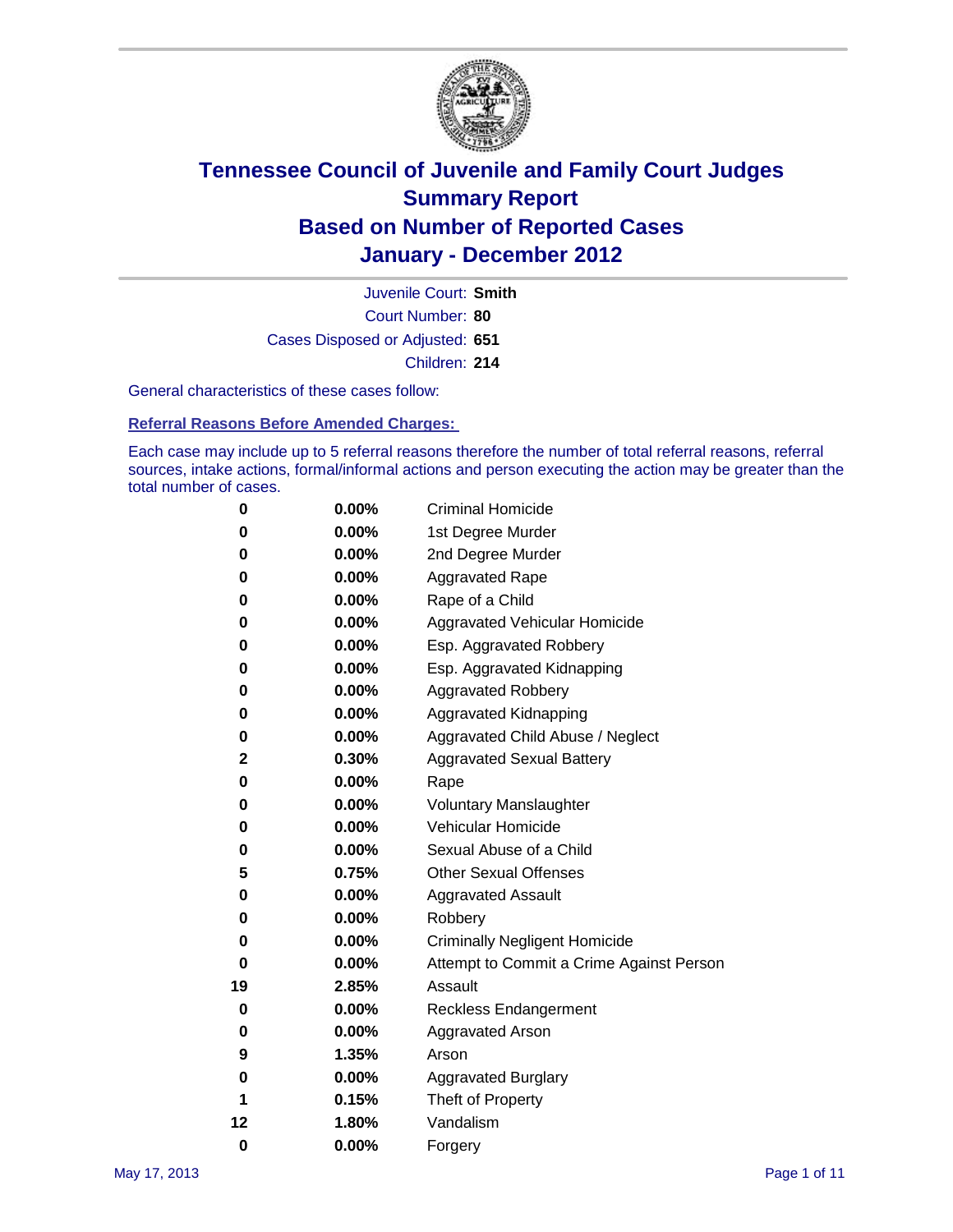# Tennessee Council of Juvenile and Family Court Judges
## Summary Report
## Based on Number of Reported Cases
## January - December 2012

Juvenile Court: **Smith**
Court Number: **80**
Cases Disposed or Adjusted: **651**
Children: **214**

General characteristics of these cases follow:

### Referral Reasons Before Amended Charges:

Each case may include up to 5 referral reasons therefore the number of total referral reasons, referral sources, intake actions, formal/informal actions and person executing the action may be greater than the total number of cases.

| Count | Percent | Referral Reason |
|---|---|---|
| 0 | 0.00% | Criminal Homicide |
| 0 | 0.00% | 1st Degree Murder |
| 0 | 0.00% | 2nd Degree Murder |
| 0 | 0.00% | Aggravated Rape |
| 0 | 0.00% | Rape of a Child |
| 0 | 0.00% | Aggravated Vehicular Homicide |
| 0 | 0.00% | Esp. Aggravated Robbery |
| 0 | 0.00% | Esp. Aggravated Kidnapping |
| 0 | 0.00% | Aggravated Robbery |
| 0 | 0.00% | Aggravated Kidnapping |
| 0 | 0.00% | Aggravated Child Abuse / Neglect |
| 2 | 0.30% | Aggravated Sexual Battery |
| 0 | 0.00% | Rape |
| 0 | 0.00% | Voluntary Manslaughter |
| 0 | 0.00% | Vehicular Homicide |
| 0 | 0.00% | Sexual Abuse of a Child |
| 5 | 0.75% | Other Sexual Offenses |
| 0 | 0.00% | Aggravated Assault |
| 0 | 0.00% | Robbery |
| 0 | 0.00% | Criminally Negligent Homicide |
| 0 | 0.00% | Attempt to Commit a Crime Against Person |
| 19 | 2.85% | Assault |
| 0 | 0.00% | Reckless Endangerment |
| 0 | 0.00% | Aggravated Arson |
| 9 | 1.35% | Arson |
| 0 | 0.00% | Aggravated Burglary |
| 1 | 0.15% | Theft of Property |
| 12 | 1.80% | Vandalism |
| 0 | 0.00% | Forgery |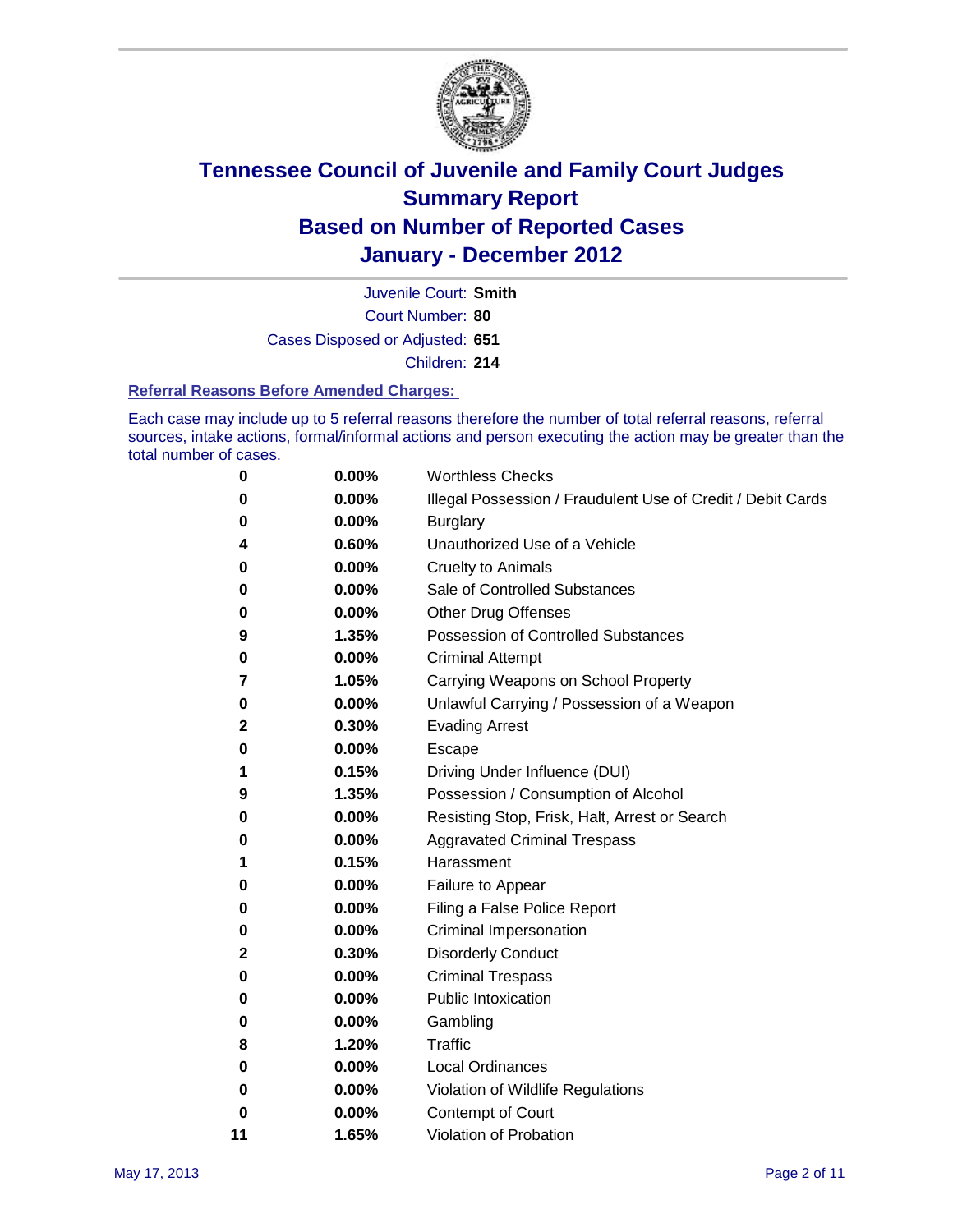# Tennessee Council of Juvenile and Family Court Judges
# Summary Report
# Based on Number of Reported Cases
# January - December 2012

Juvenile Court: **Smith**

Court Number: **80**

Cases Disposed or Adjusted: **651**

Children: **214**

### Referral Reasons Before Amended Charges:

Each case may include up to 5 referral reasons therefore the number of total referral reasons, referral sources, intake actions, formal/informal actions and person executing the action may be greater than the total number of cases.

| Count | Percent | Referral Reason |
|---|---|---|
| 0 | 0.00% | Worthless Checks |
| 0 | 0.00% | Illegal Possession / Fraudulent Use of Credit / Debit Cards |
| 0 | 0.00% | Burglary |
| 4 | 0.60% | Unauthorized Use of a Vehicle |
| 0 | 0.00% | Cruelty to Animals |
| 0 | 0.00% | Sale of Controlled Substances |
| 0 | 0.00% | Other Drug Offenses |
| 9 | 1.35% | Possession of Controlled Substances |
| 0 | 0.00% | Criminal Attempt |
| 7 | 1.05% | Carrying Weapons on School Property |
| 0 | 0.00% | Unlawful Carrying / Possession of a Weapon |
| 2 | 0.30% | Evading Arrest |
| 0 | 0.00% | Escape |
| 1 | 0.15% | Driving Under Influence (DUI) |
| 9 | 1.35% | Possession / Consumption of Alcohol |
| 0 | 0.00% | Resisting Stop, Frisk, Halt, Arrest or Search |
| 0 | 0.00% | Aggravated Criminal Trespass |
| 1 | 0.15% | Harassment |
| 0 | 0.00% | Failure to Appear |
| 0 | 0.00% | Filing a False Police Report |
| 0 | 0.00% | Criminal Impersonation |
| 2 | 0.30% | Disorderly Conduct |
| 0 | 0.00% | Criminal Trespass |
| 0 | 0.00% | Public Intoxication |
| 0 | 0.00% | Gambling |
| 8 | 1.20% | Traffic |
| 0 | 0.00% | Local Ordinances |
| 0 | 0.00% | Violation of Wildlife Regulations |
| 0 | 0.00% | Contempt of Court |
| 11 | 1.65% | Violation of Probation |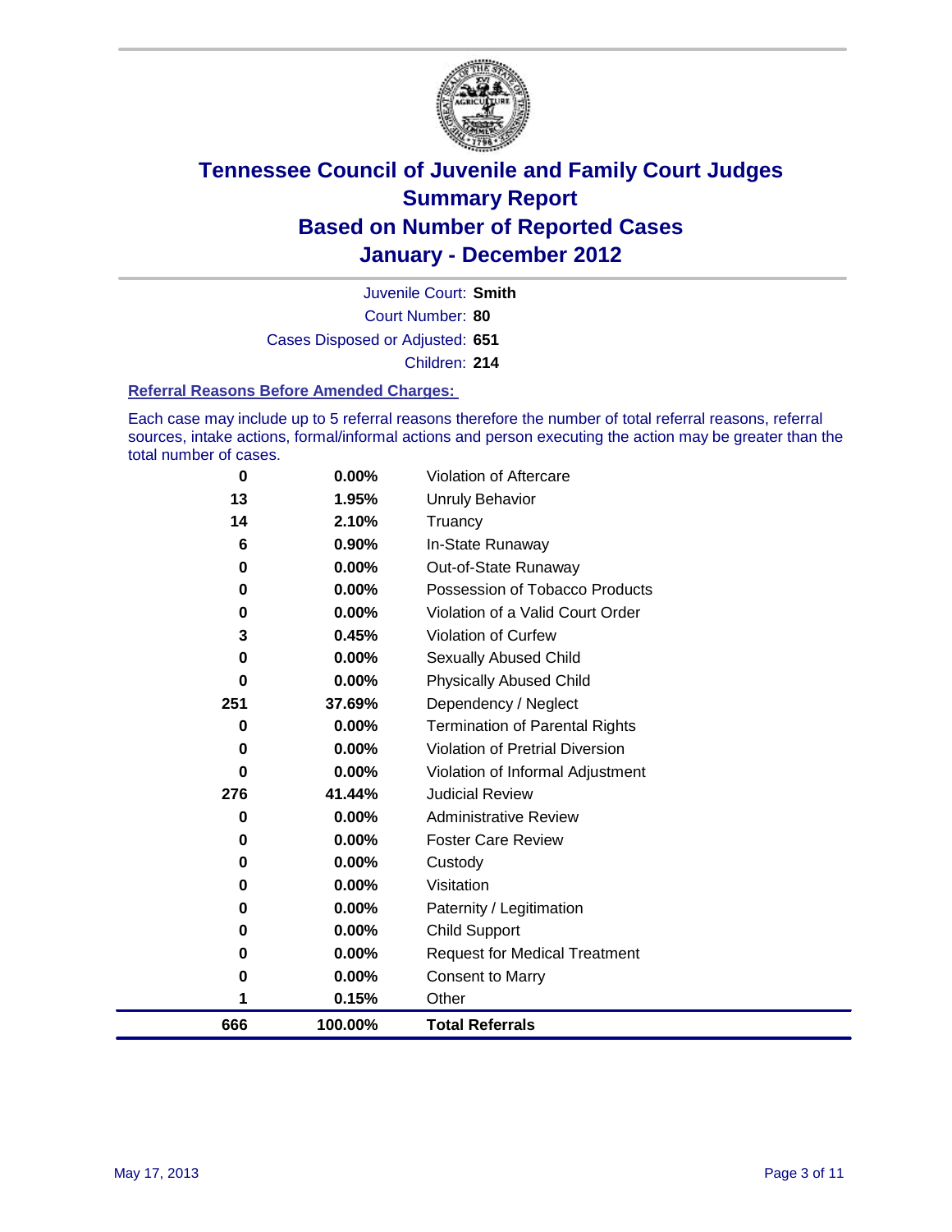# Tennessee Council of Juvenile and Family Court Judges
## Summary Report
## Based on Number of Reported Cases
## January - December 2012

Juvenile Court: **Smith**
Court Number: **80**
Cases Disposed or Adjusted: **651**
Children: **214**

### Referral Reasons Before Amended Charges:

Each case may include up to 5 referral reasons therefore the number of total referral reasons, referral sources, intake actions, formal/informal actions and person executing the action may be greater than the total number of cases.

| Count | Percent | Referral Reason |
|---|---|---|
| 0 | 0.00% | Violation of Aftercare |
| 13 | 1.95% | Unruly Behavior |
| 14 | 2.10% | Truancy |
| 6 | 0.90% | In-State Runaway |
| 0 | 0.00% | Out-of-State Runaway |
| 0 | 0.00% | Possession of Tobacco Products |
| 0 | 0.00% | Violation of a Valid Court Order |
| 3 | 0.45% | Violation of Curfew |
| 0 | 0.00% | Sexually Abused Child |
| 0 | 0.00% | Physically Abused Child |
| 251 | 37.69% | Dependency / Neglect |
| 0 | 0.00% | Termination of Parental Rights |
| 0 | 0.00% | Violation of Pretrial Diversion |
| 0 | 0.00% | Violation of Informal Adjustment |
| 276 | 41.44% | Judicial Review |
| 0 | 0.00% | Administrative Review |
| 0 | 0.00% | Foster Care Review |
| 0 | 0.00% | Custody |
| 0 | 0.00% | Visitation |
| 0 | 0.00% | Paternity / Legitimation |
| 0 | 0.00% | Child Support |
| 0 | 0.00% | Request for Medical Treatment |
| 0 | 0.00% | Consent to Marry |
| 1 | 0.15% | Other |
| **666** | **100.00%** | **Total Referrals** |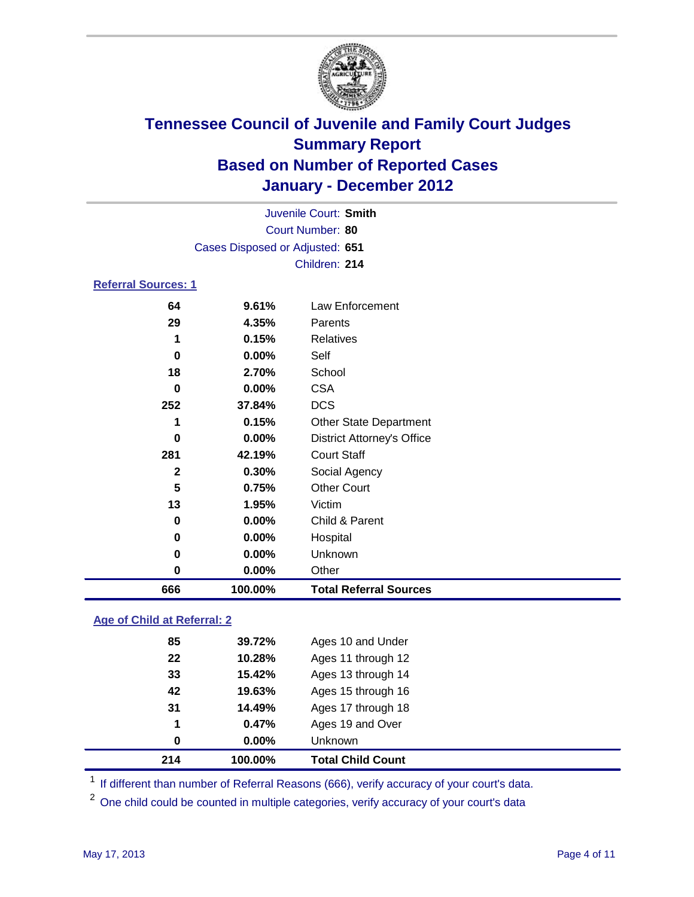# Tennessee Council of Juvenile and Family Court Judges
## Summary Report
## Based on Number of Reported Cases
## January - December 2012

Juvenile Court: **Smith**
Court Number: **80**
Cases Disposed or Adjusted: **651**
Children: **214**

### Referral Sources: 1

| | | |
|---|---|---|
| 64 | 9.61% | Law Enforcement |
| 29 | 4.35% | Parents |
| 1 | 0.15% | Relatives |
| 0 | 0.00% | Self |
| 18 | 2.70% | School |
| 0 | 0.00% | CSA |
| 252 | 37.84% | DCS |
| 1 | 0.15% | Other State Department |
| 0 | 0.00% | District Attorney's Office |
| 281 | 42.19% | Court Staff |
| 2 | 0.30% | Social Agency |
| 5 | 0.75% | Other Court |
| 13 | 1.95% | Victim |
| 0 | 0.00% | Child & Parent |
| 0 | 0.00% | Hospital |
| 0 | 0.00% | Unknown |
| 0 | 0.00% | Other |
| **666** | **100.00%** | **Total Referral Sources** |

### Age of Child at Referral: 2

| | | |
|---|---|---|
| 85 | 39.72% | Ages 10 and Under |
| 22 | 10.28% | Ages 11 through 12 |
| 33 | 15.42% | Ages 13 through 14 |
| 42 | 19.63% | Ages 15 through 16 |
| 31 | 14.49% | Ages 17 through 18 |
| 1 | 0.47% | Ages 19 and Over |
| 0 | 0.00% | Unknown |
| **214** | **100.00%** | **Total Child Count** |

[1] If different than number of Referral Reasons (666), verify accuracy of your court's data.

[2] One child could be counted in multiple categories, verify accuracy of your court's data

May 17, 2013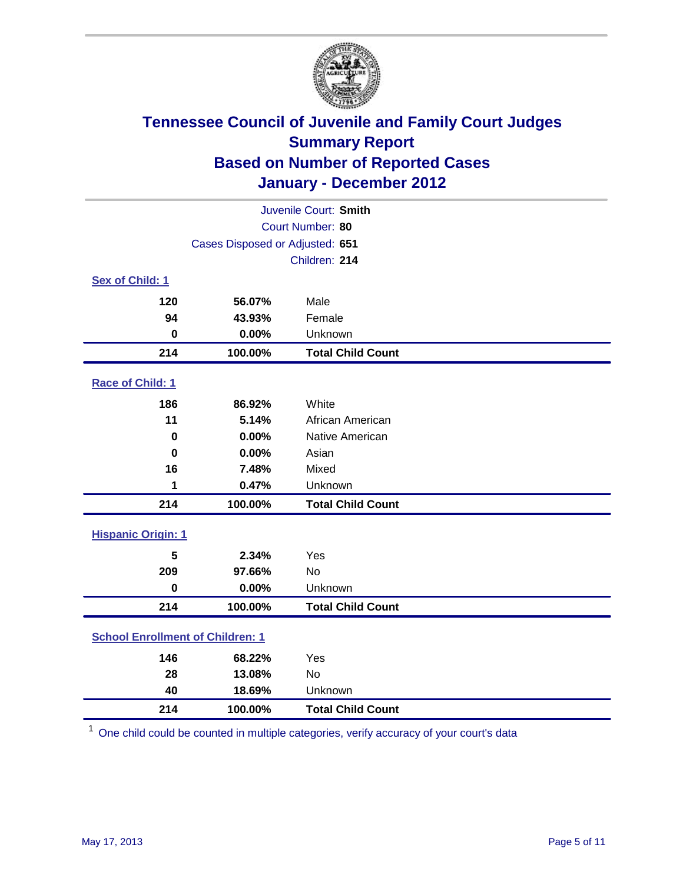# Tennessee Council of Juvenile and Family Court Judges
## Summary Report
## Based on Number of Reported Cases
## January - December 2012

Juvenile Court: **Smith**
Court Number: **80**
Cases Disposed or Adjusted: **651**
Children: **214**

### Sex of Child: 1

| Count | Percent | Category |
|---|---|---|
| 120 | 56.07% | Male |
| 94 | 43.93% | Female |
| 0 | 0.00% | Unknown |
| **214** | **100.00%** | **Total Child Count** |

### Race of Child: 1

| Count | Percent | Category |
|---|---|---|
| 186 | 86.92% | White |
| 11 | 5.14% | African American |
| 0 | 0.00% | Native American |
| 0 | 0.00% | Asian |
| 16 | 7.48% | Mixed |
| 1 | 0.47% | Unknown |
| **214** | **100.00%** | **Total Child Count** |

### Hispanic Origin: 1

| Count | Percent | Category |
|---|---|---|
| 5 | 2.34% | Yes |
| 209 | 97.66% | No |
| 0 | 0.00% | Unknown |
| **214** | **100.00%** | **Total Child Count** |

### School Enrollment of Children: 1

| Count | Percent | Category |
|---|---|---|
| 146 | 68.22% | Yes |
| 28 | 13.08% | No |
| 40 | 18.69% | Unknown |
| **214** | **100.00%** | **Total Child Count** |

[1] One child could be counted in multiple categories, verify accuracy of your court's data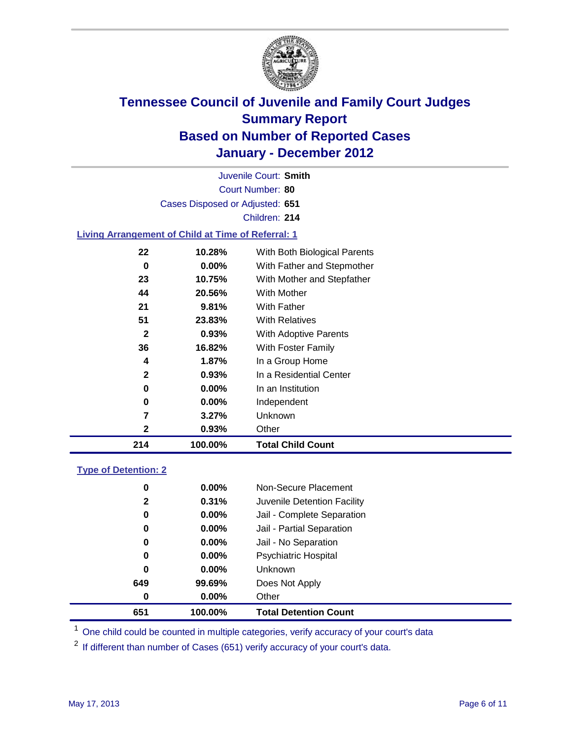# Tennessee Council of Juvenile and Family Court Judges
# Summary Report
# Based on Number of Reported Cases
# January - December 2012

Juvenile Court: **Smith**

Court Number: **80**

Cases Disposed or Adjusted: **651**

Children: **214**

### Living Arrangement of Child at Time of Referral: 1

| Count | Percent | Category |
|---|---|---|
| 22 | 10.28% | With Both Biological Parents |
| 0 | 0.00% | With Father and Stepmother |
| 23 | 10.75% | With Mother and Stepfather |
| 44 | 20.56% | With Mother |
| 21 | 9.81% | With Father |
| 51 | 23.83% | With Relatives |
| 2 | 0.93% | With Adoptive Parents |
| 36 | 16.82% | With Foster Family |
| 4 | 1.87% | In a Group Home |
| 2 | 0.93% | In a Residential Center |
| 0 | 0.00% | In an Institution |
| 0 | 0.00% | Independent |
| 7 | 3.27% | Unknown |
| 2 | 0.93% | Other |
| **214** | **100.00%** | **Total Child Count** |

### Type of Detention: 2

| Count | Percent | Category |
|---|---|---|
| 0 | 0.00% | Non-Secure Placement |
| 2 | 0.31% | Juvenile Detention Facility |
| 0 | 0.00% | Jail - Complete Separation |
| 0 | 0.00% | Jail - Partial Separation |
| 0 | 0.00% | Jail - No Separation |
| 0 | 0.00% | Psychiatric Hospital |
| 0 | 0.00% | Unknown |
| 649 | 99.69% | Does Not Apply |
| 0 | 0.00% | Other |
| **651** | **100.00%** | **Total Detention Count** |

[1] One child could be counted in multiple categories, verify accuracy of your court's data

[2] If different than number of Cases (651) verify accuracy of your court's data.

May 17, 2013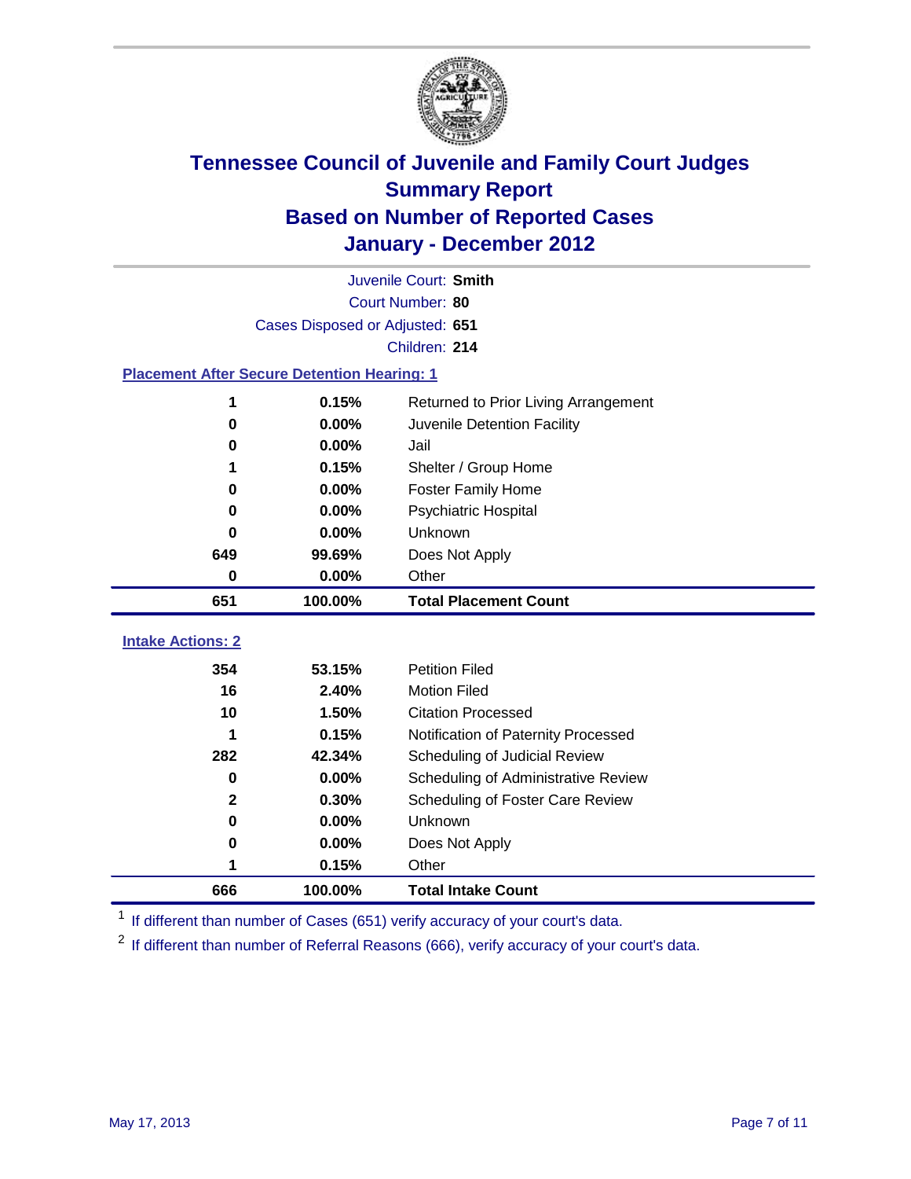# Tennessee Council of Juvenile and Family Court Judges
## Summary Report
## Based on Number of Reported Cases
## January - December 2012

Juvenile Court: **Smith**
Court Number: **80**
Cases Disposed or Adjusted: **651**
Children: **214**

### Placement After Secure Detention Hearing: 1

| Count | Percent | Placement |
|---|---|---|
| 1 | 0.15% | Returned to Prior Living Arrangement |
| 0 | 0.00% | Juvenile Detention Facility |
| 0 | 0.00% | Jail |
| 1 | 0.15% | Shelter / Group Home |
| 0 | 0.00% | Foster Family Home |
| 0 | 0.00% | Psychiatric Hospital |
| 0 | 0.00% | Unknown |
| 649 | 99.69% | Does Not Apply |
| 0 | 0.00% | Other |
| **651** | **100.00%** | **Total Placement Count** |

### Intake Actions: 2

| Count | Percent | Intake Action |
|---|---|---|
| 354 | 53.15% | Petition Filed |
| 16 | 2.40% | Motion Filed |
| 10 | 1.50% | Citation Processed |
| 1 | 0.15% | Notification of Paternity Processed |
| 282 | 42.34% | Scheduling of Judicial Review |
| 0 | 0.00% | Scheduling of Administrative Review |
| 2 | 0.30% | Scheduling of Foster Care Review |
| 0 | 0.00% | Unknown |
| 0 | 0.00% | Does Not Apply |
| 1 | 0.15% | Other |
| **666** | **100.00%** | **Total Intake Count** |

[1] If different than number of Cases (651) verify accuracy of your court's data.

[2] If different than number of Referral Reasons (666), verify accuracy of your court's data.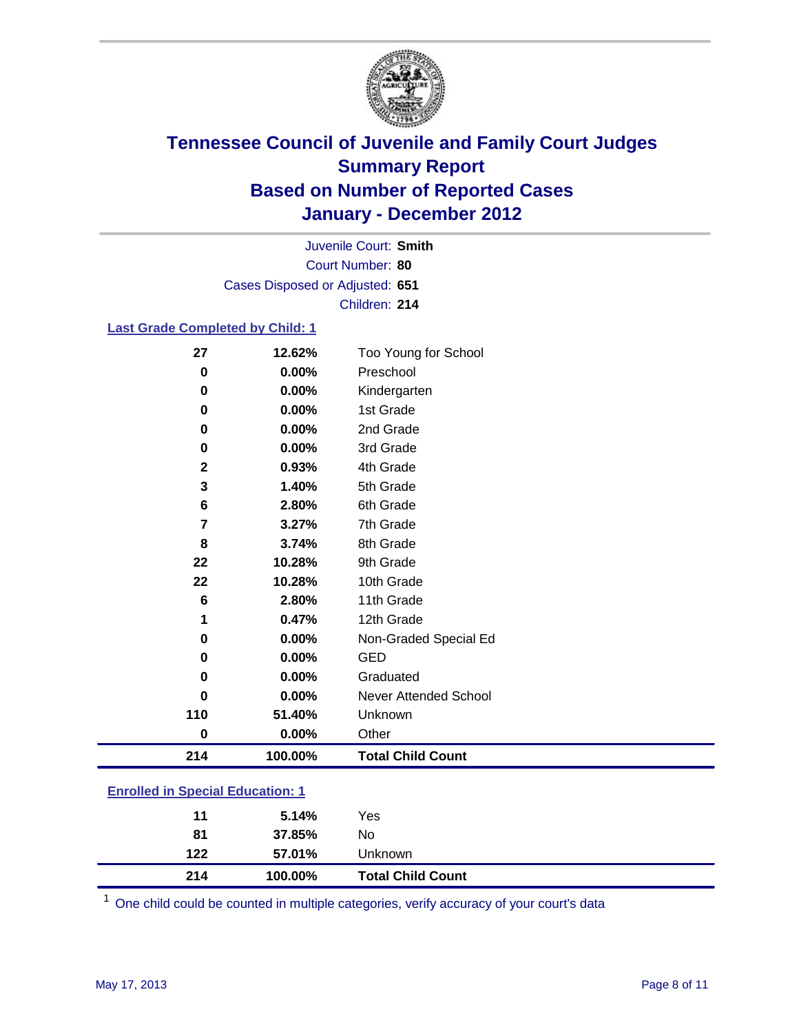# Tennessee Council of Juvenile and Family Court Judges
## Summary Report
## Based on Number of Reported Cases
## January - December 2012

Juvenile Court: **Smith**
Court Number: **80**
Cases Disposed or Adjusted: **651**
Children: **214**

### Last Grade Completed by Child: 1

| Count | Percent | Category |
|---|---|---|
| 27 | 12.62% | Too Young for School |
| 0 | 0.00% | Preschool |
| 0 | 0.00% | Kindergarten |
| 0 | 0.00% | 1st Grade |
| 0 | 0.00% | 2nd Grade |
| 0 | 0.00% | 3rd Grade |
| 2 | 0.93% | 4th Grade |
| 3 | 1.40% | 5th Grade |
| 6 | 2.80% | 6th Grade |
| 7 | 3.27% | 7th Grade |
| 8 | 3.74% | 8th Grade |
| 22 | 10.28% | 9th Grade |
| 22 | 10.28% | 10th Grade |
| 6 | 2.80% | 11th Grade |
| 1 | 0.47% | 12th Grade |
| 0 | 0.00% | Non-Graded Special Ed |
| 0 | 0.00% | GED |
| 0 | 0.00% | Graduated |
| 0 | 0.00% | Never Attended School |
| 110 | 51.40% | Unknown |
| 0 | 0.00% | Other |
| **214** | **100.00%** | **Total Child Count** |

### Enrolled in Special Education: 1

| Count | Percent | Category |
|---|---|---|
| 11 | 5.14% | Yes |
| 81 | 37.85% | No |
| 122 | 57.01% | Unknown |
| **214** | **100.00%** | **Total Child Count** |

[1] One child could be counted in multiple categories, verify accuracy of your court's data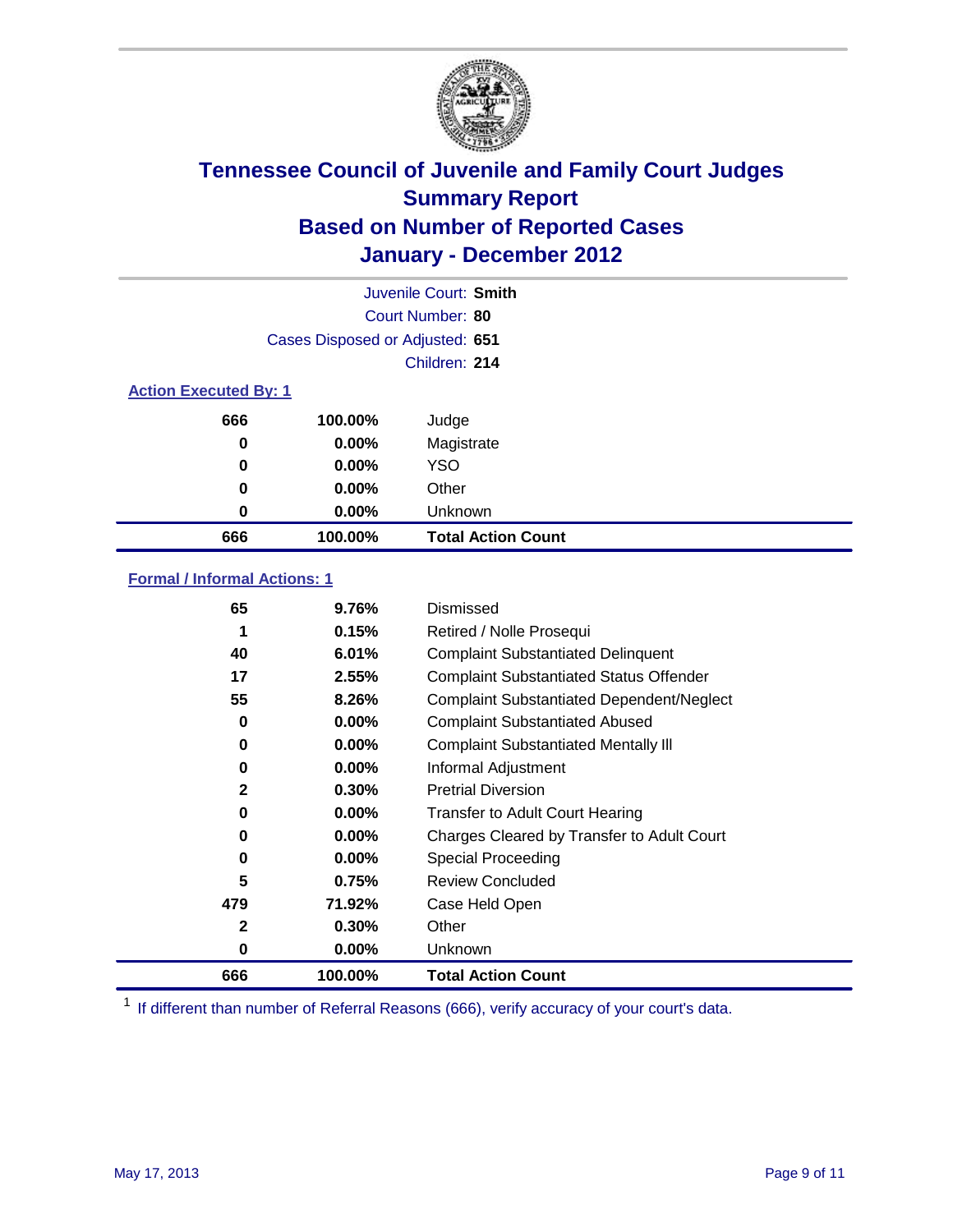# Tennessee Council of Juvenile and Family Court Judges
## Summary Report
## Based on Number of Reported Cases
## January - December 2012

Juvenile Court: **Smith**
Court Number: **80**
Cases Disposed or Adjusted: **651**
Children: **214**

### Action Executed By: 1

| | | |
|---|---|---|
| 666 | 100.00% | Judge |
| 0 | 0.00% | Magistrate |
| 0 | 0.00% | YSO |
| 0 | 0.00% | Other |
| 0 | 0.00% | Unknown |
| **666** | **100.00%** | **Total Action Count** |

### Formal / Informal Actions: 1

| | | |
|---|---|---|
| 65 | 9.76% | Dismissed |
| 1 | 0.15% | Retired / Nolle Prosequi |
| 40 | 6.01% | Complaint Substantiated Delinquent |
| 17 | 2.55% | Complaint Substantiated Status Offender |
| 55 | 8.26% | Complaint Substantiated Dependent/Neglect |
| 0 | 0.00% | Complaint Substantiated Abused |
| 0 | 0.00% | Complaint Substantiated Mentally Ill |
| 0 | 0.00% | Informal Adjustment |
| 2 | 0.30% | Pretrial Diversion |
| 0 | 0.00% | Transfer to Adult Court Hearing |
| 0 | 0.00% | Charges Cleared by Transfer to Adult Court |
| 0 | 0.00% | Special Proceeding |
| 5 | 0.75% | Review Concluded |
| 479 | 71.92% | Case Held Open |
| 2 | 0.30% | Other |
| 0 | 0.00% | Unknown |
| **666** | **100.00%** | **Total Action Count** |

[1] If different than number of Referral Reasons (666), verify accuracy of your court's data.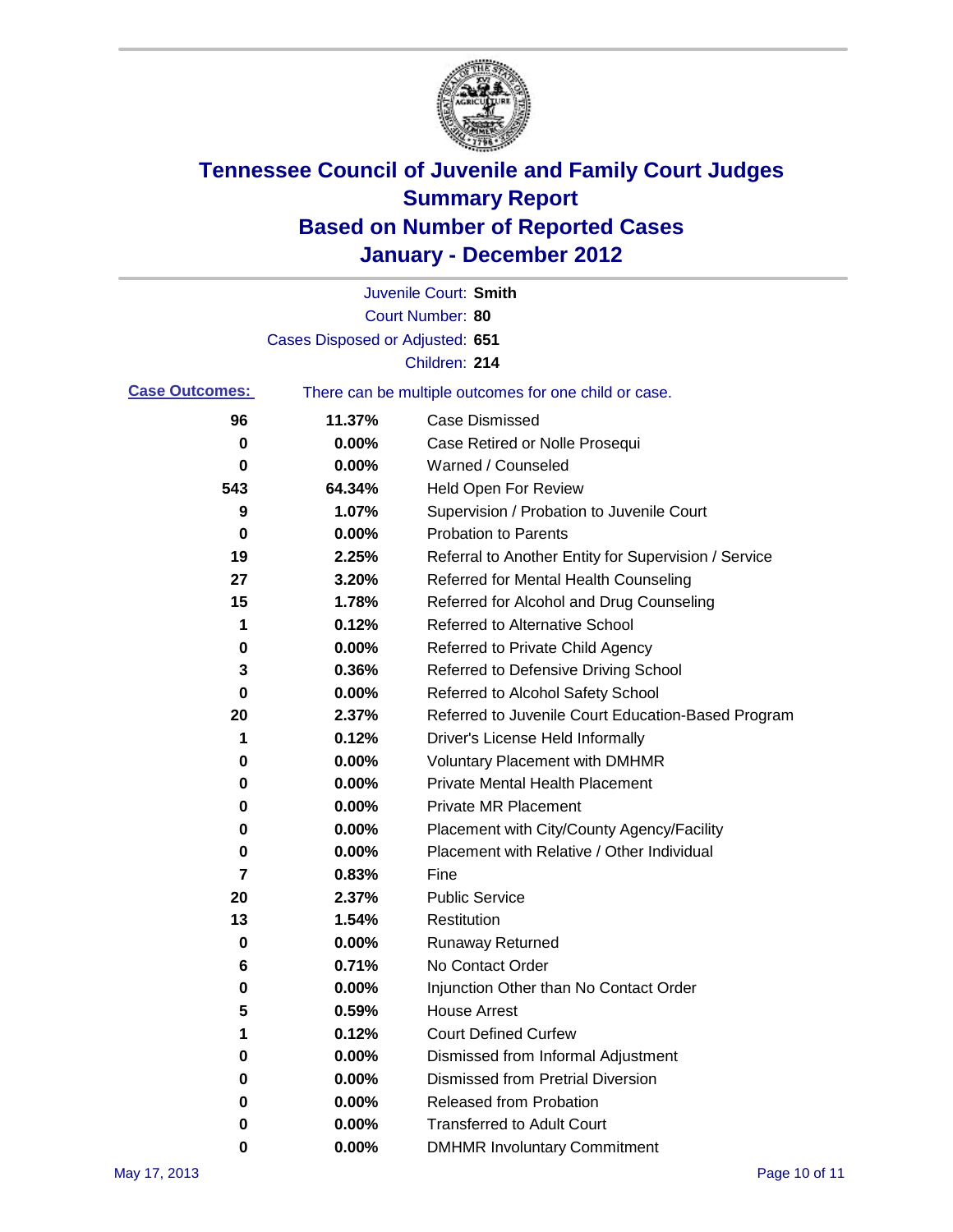# Tennessee Council of Juvenile and Family Court Judges
# Summary Report
# Based on Number of Reported Cases
# January - December 2012

Juvenile Court: **Smith**

Court Number: **80**

Cases Disposed or Adjusted: **651**

Children: **214**

**Case Outcomes:** There can be multiple outcomes for one child or case.

| | | |
|---|---|---|
| **96** | **11.37%** | Case Dismissed |
| **0** | **0.00%** | Case Retired or Nolle Prosequi |
| **0** | **0.00%** | Warned / Counseled |
| **543** | **64.34%** | Held Open For Review |
| **9** | **1.07%** | Supervision / Probation to Juvenile Court |
| **0** | **0.00%** | Probation to Parents |
| **19** | **2.25%** | Referral to Another Entity for Supervision / Service |
| **27** | **3.20%** | Referred for Mental Health Counseling |
| **15** | **1.78%** | Referred for Alcohol and Drug Counseling |
| **1** | **0.12%** | Referred to Alternative School |
| **0** | **0.00%** | Referred to Private Child Agency |
| **3** | **0.36%** | Referred to Defensive Driving School |
| **0** | **0.00%** | Referred to Alcohol Safety School |
| **20** | **2.37%** | Referred to Juvenile Court Education-Based Program |
| **1** | **0.12%** | Driver's License Held Informally |
| **0** | **0.00%** | Voluntary Placement with DMHMR |
| **0** | **0.00%** | Private Mental Health Placement |
| **0** | **0.00%** | Private MR Placement |
| **0** | **0.00%** | Placement with City/County Agency/Facility |
| **0** | **0.00%** | Placement with Relative / Other Individual |
| **7** | **0.83%** | Fine |
| **20** | **2.37%** | Public Service |
| **13** | **1.54%** | Restitution |
| **0** | **0.00%** | Runaway Returned |
| **6** | **0.71%** | No Contact Order |
| **0** | **0.00%** | Injunction Other than No Contact Order |
| **5** | **0.59%** | House Arrest |
| **1** | **0.12%** | Court Defined Curfew |
| **0** | **0.00%** | Dismissed from Informal Adjustment |
| **0** | **0.00%** | Dismissed from Pretrial Diversion |
| **0** | **0.00%** | Released from Probation |
| **0** | **0.00%** | Transferred to Adult Court |
| **0** | **0.00%** | DMHMR Involuntary Commitment |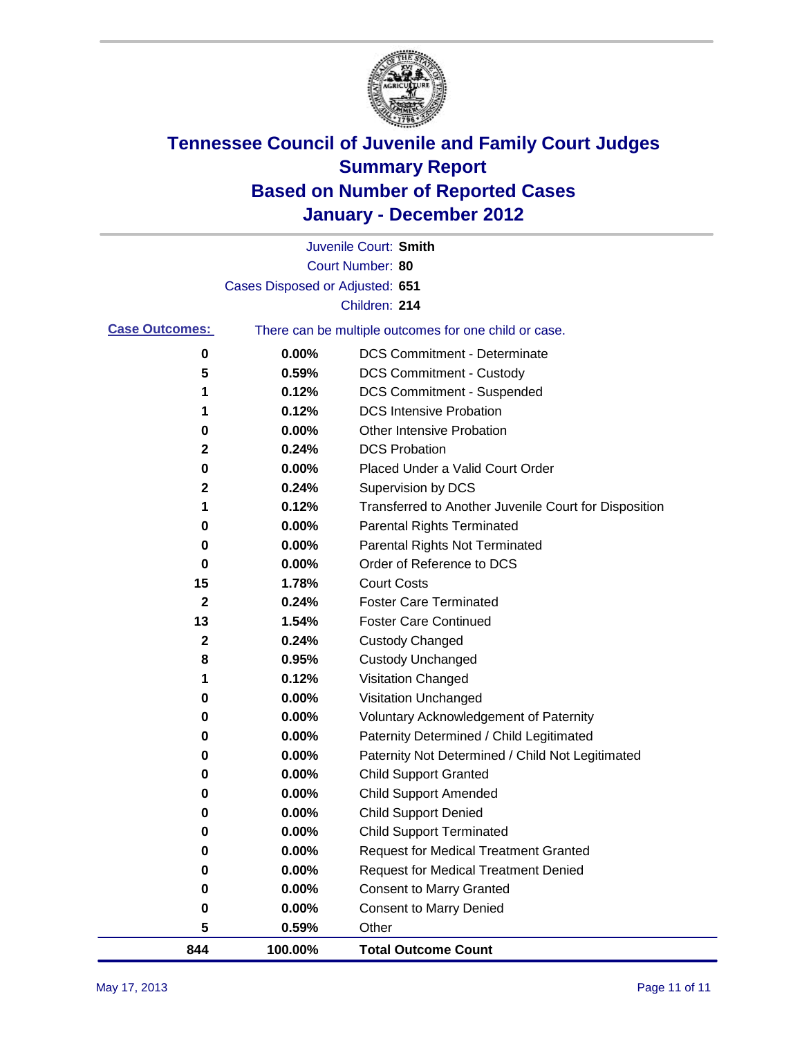# Tennessee Council of Juvenile and Family Court Judges
## Summary Report
## Based on Number of Reported Cases
## January - December 2012

Juvenile Court: **Smith**
Court Number: **80**
Cases Disposed or Adjusted: **651**
Children: **214**

**Case Outcomes:** There can be multiple outcomes for one child or case.

| | | |
|---|---|---|
| 0 | 0.00% | DCS Commitment - Determinate |
| 5 | 0.59% | DCS Commitment - Custody |
| 1 | 0.12% | DCS Commitment - Suspended |
| 1 | 0.12% | DCS Intensive Probation |
| 0 | 0.00% | Other Intensive Probation |
| 2 | 0.24% | DCS Probation |
| 0 | 0.00% | Placed Under a Valid Court Order |
| 2 | 0.24% | Supervision by DCS |
| 1 | 0.12% | Transferred to Another Juvenile Court for Disposition |
| 0 | 0.00% | Parental Rights Terminated |
| 0 | 0.00% | Parental Rights Not Terminated |
| 0 | 0.00% | Order of Reference to DCS |
| 15 | 1.78% | Court Costs |
| 2 | 0.24% | Foster Care Terminated |
| 13 | 1.54% | Foster Care Continued |
| 2 | 0.24% | Custody Changed |
| 8 | 0.95% | Custody Unchanged |
| 1 | 0.12% | Visitation Changed |
| 0 | 0.00% | Visitation Unchanged |
| 0 | 0.00% | Voluntary Acknowledgement of Paternity |
| 0 | 0.00% | Paternity Determined / Child Legitimated |
| 0 | 0.00% | Paternity Not Determined / Child Not Legitimated |
| 0 | 0.00% | Child Support Granted |
| 0 | 0.00% | Child Support Amended |
| 0 | 0.00% | Child Support Denied |
| 0 | 0.00% | Child Support Terminated |
| 0 | 0.00% | Request for Medical Treatment Granted |
| 0 | 0.00% | Request for Medical Treatment Denied |
| 0 | 0.00% | Consent to Marry Granted |
| 0 | 0.00% | Consent to Marry Denied |
| 5 | 0.59% | Other |
| **844** | **100.00%** | **Total Outcome Count** |